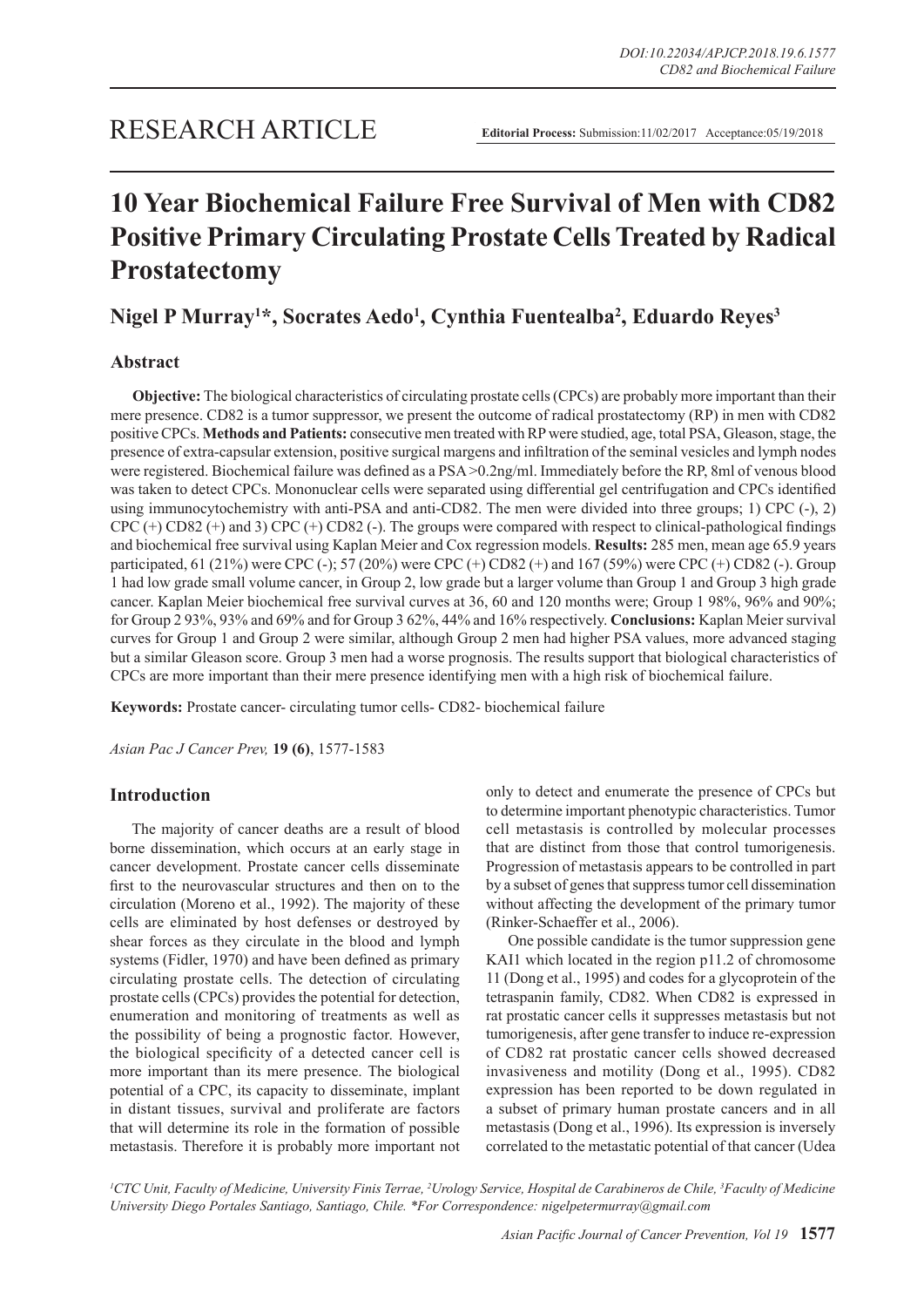RESEARCH ARTICLE

**Editorial Process:** Submission:11/02/2017 Acceptance:05/19/2018

# 10 Year Biochemical Failure Free Survival of Men with CD82 Positive Primary Circulating Prostate Cells Treated by Radical Prostatectomy

## Nigel P Murray[1]*, Socrates Aedo[1], Cynthia Fuentealba[2], Eduardo Reyes[3]

## Abstract

**Objective:** The biological characteristics of circulating prostate cells (CPCs) are probably more important than their mere presence. CD82 is a tumor suppressor, we present the outcome of radical prostatectomy (RP) in men with CD82 positive CPCs. **Methods and Patients:** consecutive men treated with RP were studied, age, total PSA, Gleason, stage, the presence of extra-capsular extension, positive surgical margens and infiltration of the seminal vesicles and lymph nodes were registered. Biochemical failure was defined as a PSA >0.2ng/ml. Immediately before the RP, 8ml of venous blood was taken to detect CPCs. Mononuclear cells were separated using differential gel centrifugation and CPCs identified using immunocytochemistry with anti-PSA and anti-CD82. The men were divided into three groups; 1) CPC (-), 2) CPC (+) CD82 (+) and 3) CPC (+) CD82 (-). The groups were compared with respect to clinical-pathological findings and biochemical free survival using Kaplan Meier and Cox regression models. **Results:** 285 men, mean age 65.9 years participated, 61 (21%) were CPC (-); 57 (20%) were CPC (+) CD82 (+) and 167 (59%) were CPC (+) CD82 (-). Group 1 had low grade small volume cancer, in Group 2, low grade but a larger volume than Group 1 and Group 3 high grade cancer. Kaplan Meier biochemical free survival curves at 36, 60 and 120 months were; Group 1 98%, 96% and 90%; for Group 2 93%, 93% and 69% and for Group 3 62%, 44% and 16% respectively. **Conclusions:** Kaplan Meier survival curves for Group 1 and Group 2 were similar, although Group 2 men had higher PSA values, more advanced staging but a similar Gleason score. Group 3 men had a worse prognosis. The results support that biological characteristics of CPCs are more important than their mere presence identifying men with a high risk of biochemical failure.

**Keywords:** Prostate cancer- circulating tumor cells- CD82- biochemical failure

*Asian Pac J Cancer Prev,* **19 (6)**, 1577-1583

## Introduction

The majority of cancer deaths are a result of blood borne dissemination, which occurs at an early stage in cancer development. Prostate cancer cells disseminate first to the neurovascular structures and then on to the circulation (Moreno et al., 1992). The majority of these cells are eliminated by host defenses or destroyed by shear forces as they circulate in the blood and lymph systems (Fidler, 1970) and have been defined as primary circulating prostate cells. The detection of circulating prostate cells (CPCs) provides the potential for detection, enumeration and monitoring of treatments as well as the possibility of being a prognostic factor. However, the biological specificity of a detected cancer cell is more important than its mere presence. The biological potential of a CPC, its capacity to disseminate, implant in distant tissues, survival and proliferate are factors that will determine its role in the formation of possible metastasis. Therefore it is probably more important not only to detect and enumerate the presence of CPCs but to determine important phenotypic characteristics. Tumor cell metastasis is controlled by molecular processes that are distinct from those that control tumorigenesis. Progression of metastasis appears to be controlled in part by a subset of genes that suppress tumor cell dissemination without affecting the development of the primary tumor (Rinker-Schaeffer et al., 2006).

One possible candidate is the tumor suppression gene KAI1 which located in the region p11.2 of chromosome 11 (Dong et al., 1995) and codes for a glycoprotein of the tetraspanin family, CD82. When CD82 is expressed in rat prostatic cancer cells it suppresses metastasis but not tumorigenesis, after gene transfer to induce re-expression of CD82 rat prostatic cancer cells showed decreased invasiveness and motility (Dong et al., 1995). CD82 expression has been reported to be down regulated in a subset of primary human prostate cancers and in all metastasis (Dong et al., 1996). Its expression is inversely correlated to the metastatic potential of that cancer (Udea

[1]CTC Unit, Faculty of Medicine, University Finis Terrae, [2]Urology Service, Hospital de Carabineros de Chile, [3]Faculty of Medicine University Diego Portales Santiago, Santiago, Chile. *For Correspondence: nigelpetermurray@gmail.com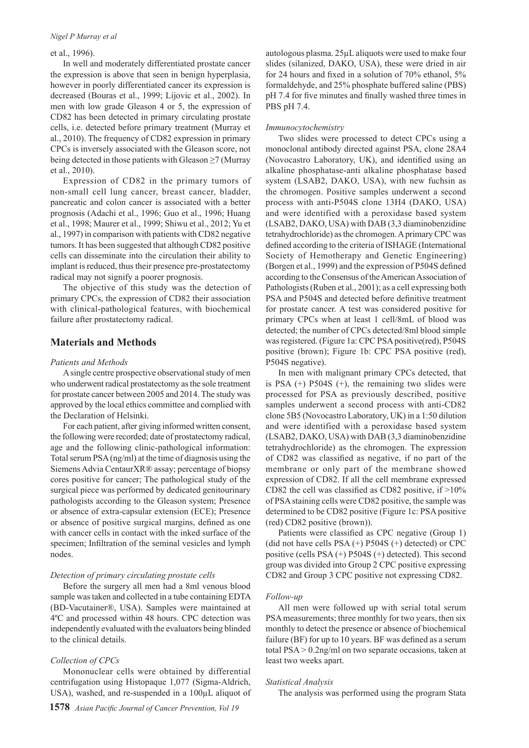et al., 1996).

In well and moderately differentiated prostate cancer the expression is above that seen in benign hyperplasia, however in poorly differentiated cancer its expression is decreased (Bouras et al., 1999; Lijovic et al., 2002). In men with low grade Gleason 4 or 5, the expression of CD82 has been detected in primary circulating prostate cells, i.e. detected before primary treatment (Murray et al., 2010). The frequency of CD82 expression in primary CPCs is inversely associated with the Gleason score, not being detected in those patients with Gleason ≥7 (Murray et al., 2010).

Expression of CD82 in the primary tumors of non-small cell lung cancer, breast cancer, bladder, pancreatic and colon cancer is associated with a better prognosis (Adachi et al., 1996; Guo et al., 1996; Huang et al., 1998; Maurer et al., 1999; Shiwu et al., 2012; Yu et al., 1997) in comparison with patients with CD82 negative tumors. It has been suggested that although CD82 positive cells can disseminate into the circulation their ability to implant is reduced, thus their presence pre-prostatectomy radical may not signify a poorer prognosis.

The objective of this study was the detection of primary CPCs, the expression of CD82 their association with clinical-pathological features, with biochemical failure after prostatectomy radical.

## Materials and Methods

*Patients and Methods*

A single centre prospective observational study of men who underwent radical prostatectomy as the sole treatment for prostate cancer between 2005 and 2014. The study was approved by the local ethics committee and complied with the Declaration of Helsinki.

For each patient, after giving informed written consent, the following were recorded; date of prostatectomy radical, age and the following clinic-pathological information: Total serum PSA (ng/ml) at the time of diagnosis using the Siemens Advia CentaurXR® assay; percentage of biopsy cores positive for cancer; The pathological study of the surgical piece was performed by dedicated genitourinary pathologists according to the Gleason system; Presence or absence of extra-capsular extension (ECE); Presence or absence of positive surgical margins, defined as one with cancer cells in contact with the inked surface of the specimen; Infiltration of the seminal vesicles and lymph nodes.

*Detection of primary circulating prostate cells*

Before the surgery all men had a 8ml venous blood sample was taken and collected in a tube containing EDTA (BD-Vacutainer®, USA). Samples were maintained at 4ºC and processed within 48 hours. CPC detection was independently evaluated with the evaluators being blinded to the clinical details.

*Collection of CPCs*

Mononuclear cells were obtained by differential centrifugation using Histopaque 1,077 (Sigma-Aldrich, USA), washed, and re-suspended in a 100μL aliquot of autologous plasma. 25μL aliquots were used to make four slides (silanized, DAKO, USA), these were dried in air for 24 hours and fixed in a solution of 70% ethanol, 5% formaldehyde, and 25% phosphate buffered saline (PBS) pH 7.4 for five minutes and finally washed three times in PBS pH 7.4.

*Immunocytochemistry*

Two slides were processed to detect CPCs using a monoclonal antibody directed against PSA, clone 28A4 (Novocastro Laboratory, UK), and identified using an alkaline phosphatase-anti alkaline phosphatase based system (LSAB2, DAKO, USA), with new fuchsin as the chromogen. Positive samples underwent a second process with anti-P504S clone 13H4 (DAKO, USA) and were identified with a peroxidase based system (LSAB2, DAKO, USA) with DAB (3,3 diaminobenzidine tetrahydrochloride) as the chromogen. A primary CPC was defined according to the criteria of ISHAGE (International Society of Hemotherapy and Genetic Engineering) (Borgen et al., 1999) and the expression of P504S defined according to the Consensus of the American Association of Pathologists (Ruben et al., 2001); as a cell expressing both PSA and P504S and detected before definitive treatment for prostate cancer. A test was considered positive for primary CPCs when at least 1 cell/8mL of blood was detected; the number of CPCs detected/8ml blood simple was registered. (Figure 1a: CPC PSA positive(red), P504S positive (brown); Figure 1b: CPC PSA positive (red), P504S negative).

In men with malignant primary CPCs detected, that is PSA (+) P504S (+), the remaining two slides were processed for PSA as previously described, positive samples underwent a second process with anti-CD82 clone 5B5 (Novocastro Laboratory, UK) in a 1:50 dilution and were identified with a peroxidase based system (LSAB2, DAKO, USA) with DAB (3,3 diaminobenzidine tetrahydrochloride) as the chromogen. The expression of CD82 was classified as negative, if no part of the membrane or only part of the membrane showed expression of CD82. If all the cell membrane expressed CD82 the cell was classified as CD82 positive, if >10% of PSA staining cells were CD82 positive, the sample was determined to be CD82 positive (Figure 1c: PSA positive (red) CD82 positive (brown)).

Patients were classified as CPC negative (Group 1) (did not have cells PSA (+) P504S (+) detected) or CPC positive (cells PSA (+) P504S (+) detected). This second group was divided into Group 2 CPC positive expressing CD82 and Group 3 CPC positive not expressing CD82.

*Follow-up*

All men were followed up with serial total serum PSA measurements; three monthly for two years, then six monthly to detect the presence or absence of biochemical failure (BF) for up to 10 years. BF was defined as a serum total PSA > 0.2ng/ml on two separate occasions, taken at least two weeks apart.

*Statistical Analysis*

The analysis was performed using the program Stata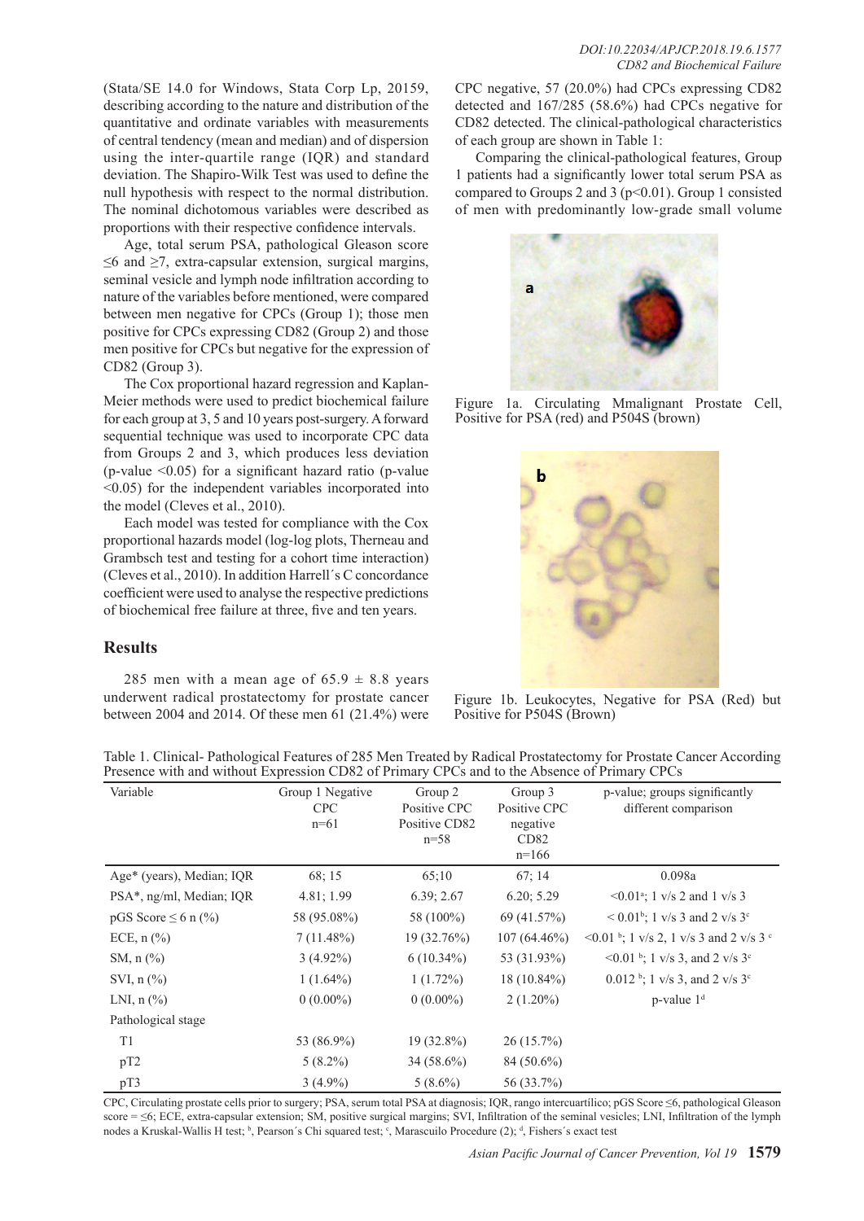(Stata/SE 14.0 for Windows, Stata Corp Lp, 20159, describing according to the nature and distribution of the quantitative and ordinate variables with measurements of central tendency (mean and median) and of dispersion using the inter-quartile range (IQR) and standard deviation. The Shapiro-Wilk Test was used to define the null hypothesis with respect to the normal distribution. The nominal dichotomous variables were described as proportions with their respective confidence intervals.

Age, total serum PSA, pathological Gleason score ≤6 and ≥7, extra-capsular extension, surgical margins, seminal vesicle and lymph node infiltration according to nature of the variables before mentioned, were compared between men negative for CPCs (Group 1); those men positive for CPCs expressing CD82 (Group 2) and those men positive for CPCs but negative for the expression of CD82 (Group 3).

The Cox proportional hazard regression and Kaplan-Meier methods were used to predict biochemical failure for each group at 3, 5 and 10 years post-surgery. A forward sequential technique was used to incorporate CPC data from Groups 2 and 3, which produces less deviation (p-value <0.05) for a significant hazard ratio (p-value <0.05) for the independent variables incorporated into the model (Cleves et al., 2010).

Each model was tested for compliance with the Cox proportional hazards model (log-log plots, Therneau and Grambsch test and testing for a cohort time interaction) (Cleves et al., 2010). In addition Harrell´s C concordance coefficient were used to analyse the respective predictions of biochemical free failure at three, five and ten years.

## Results

285 men with a mean age of 65.9 ± 8.8 years underwent radical prostatectomy for prostate cancer between 2004 and 2014. Of these men 61 (21.4%) were CPC negative, 57 (20.0%) had CPCs expressing CD82 detected and 167/285 (58.6%) had CPCs negative for CD82 detected. The clinical-pathological characteristics of each group are shown in Table 1:

Comparing the clinical-pathological features, Group 1 patients had a significantly lower total serum PSA as compared to Groups 2 and 3 (p<0.01). Group 1 consisted of men with predominantly low-grade small volume

Figure 1a. Circulating Mmalignant Prostate Cell, Positive for PSA (red) and P504S (brown)

Figure 1b. Leukocytes, Negative for PSA (Red) but Positive for P504S (Brown)

Table 1. Clinical- Pathological Features of 285 Men Treated by Radical Prostatectomy for Prostate Cancer According Presence with and without Expression CD82 of Primary CPCs and to the Absence of Primary CPCs

| Variable | Group 1 Negative CPC n=61 | Group 2 Positive CPC Positive CD82 n=58 | Group 3 Positive CPC negative CD82 n=166 | p-value; groups significantly different comparison |
|---|---|---|---|---|
| Age* (years), Median; IQR | 68; 15 | 65;10 | 67; 14 | 0.098a |
| PSA*, ng/ml, Median; IQR | 4.81; 1.99 | 6.39; 2.67 | 6.20; 5.29 | <0.01[a]; 1 v/s 2 and 1 v/s 3 |
| pGS Score ≤ 6 n (%) | 58 (95.08%) | 58 (100%) | 69 (41.57%) | < 0.01[b]; 1 v/s 3 and 2 v/s 3[c] |
| ECE, n (%) | 7 (11.48%) | 19 (32.76%) | 107 (64.46%) | <0.01 [b]; 1 v/s 2, 1 v/s 3 and 2 v/s 3 [c] |
| SM, n (%) | 3 (4.92%) | 6 (10.34%) | 53 (31.93%) | <0.01 [b]; 1 v/s 3, and 2 v/s 3[c] |
| SVI, n (%) | 1 (1.64%) | 1 (1.72%) | 18 (10.84%) | 0.012 [b]; 1 v/s 3, and 2 v/s 3[c] |
| LNI, n (%) | 0 (0.00%) | 0 (0.00%) | 2 (1.20%) | p-value 1[d] |
| Pathological stage | | | | |
| T1 | 53 (86.9%) | 19 (32.8%) | 26 (15.7%) | |
| pT2 | 5 (8.2%) | 34 (58.6%) | 84 (50.6%) | |
| pT3 | 3 (4.9%) | 5 (8.6%) | 56 (33.7%) | |

CPC, Circulating prostate cells prior to surgery; PSA, serum total PSA at diagnosis; IQR, rango intercuartílico; pGS Score ≤6, pathological Gleason score = ≤6; ECE, extra-capsular extension; SM, positive surgical margins; SVI, Infiltration of the seminal vesicles; LNI, Infiltration of the lymph nodes a Kruskal-Wallis H test; [b], Pearson´s Chi squared test; [c], Marascuilo Procedure (2); [d], Fishers´s exact test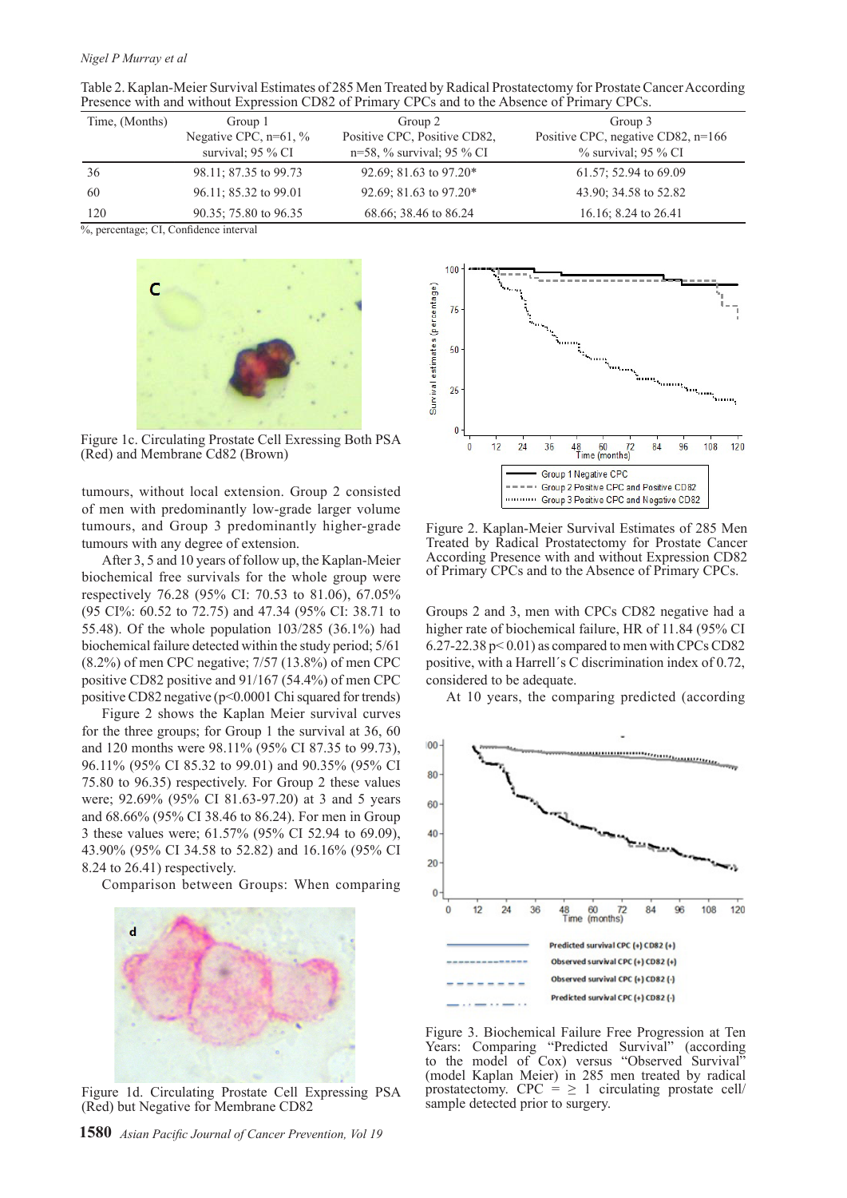Table 2. Kaplan-Meier Survival Estimates of 285 Men Treated by Radical Prostatectomy for Prostate Cancer According Presence with and without Expression CD82 of Primary CPCs and to the Absence of Primary CPCs.

| Time, (Months) | Group 1 Negative CPC, n=61, % survival; 95 % CI | Group 2 Positive CPC, Positive CD82, n=58, % survival; 95 % CI | Group 3 Positive CPC, negative CD82, n=166 % survival; 95 % CI |
|---|---|---|---|
| 36 | 98.11; 87.35 to 99.73 | 92.69; 81.63 to 97.20* | 61.57; 52.94 to 69.09 |
| 60 | 96.11; 85.32 to 99.01 | 92.69; 81.63 to 97.20* | 43.90; 34.58 to 52.82 |
| 120 | 90.35; 75.80 to 96.35 | 68.66; 38.46 to 86.24 | 16.16; 8.24 to 26.41 |

%, percentage; CI, Confidence interval

Figure 1c. Circulating Prostate Cell Exressing Both PSA (Red) and Membrane Cd82 (Brown)

tumours, without local extension. Group 2 consisted of men with predominantly low-grade larger volume tumours, and Group 3 predominantly higher-grade tumours with any degree of extension.

After 3, 5 and 10 years of follow up, the Kaplan-Meier biochemical free survivals for the whole group were respectively 76.28 (95% CI: 70.53 to 81.06), 67.05% (95 CI%: 60.52 to 72.75) and 47.34 (95% CI: 38.71 to 55.48). Of the whole population 103/285 (36.1%) had biochemical failure detected within the study period; 5/61 (8.2%) of men CPC negative; 7/57 (13.8%) of men CPC positive CD82 positive and 91/167 (54.4%) of men CPC positive CD82 negative ($p<0.0001$ Chi squared for trends)

Figure 2 shows the Kaplan Meier survival curves for the three groups; for Group 1 the survival at 36, 60 and 120 months were 98.11% (95% CI 87.35 to 99.73), 96.11% (95% CI 85.32 to 99.01) and 90.35% (95% CI 75.80 to 96.35) respectively. For Group 2 these values were; 92.69% (95% CI 81.63-97.20) at 3 and 5 years and 68.66% (95% CI 38.46 to 86.24). For men in Group 3 these values were; 61.57% (95% CI 52.94 to 69.09), 43.90% (95% CI 34.58 to 52.82) and 16.16% (95% CI 8.24 to 26.41) respectively.

Comparison between Groups: When comparing

Figure 1d. Circulating Prostate Cell Expressing PSA (Red) but Negative for Membrane CD82

Figure 2. Kaplan-Meier Survival Estimates of 285 Men Treated by Radical Prostatectomy for Prostate Cancer According Presence with and without Expression CD82 of Primary CPCs and to the Absence of Primary CPCs.

Groups 2 and 3, men with CPCs CD82 negative had a higher rate of biochemical failure, HR of 11.84 (95% CI 6.27-22.38 $p<0.01$) as compared to men with CPCs CD82 positive, with a Harrell´s C discrimination index of 0.72, considered to be adequate.

At 10 years, the comparing predicted (according

Figure 3. Biochemical Failure Free Progression at Ten Years: Comparing "Predicted Survival" (according to the model of Cox) versus "Observed Survival" (model Kaplan Meier) in 285 men treated by radical prostatectomy. CPC = ≥ 1 circulating prostate cell/ sample detected prior to surgery.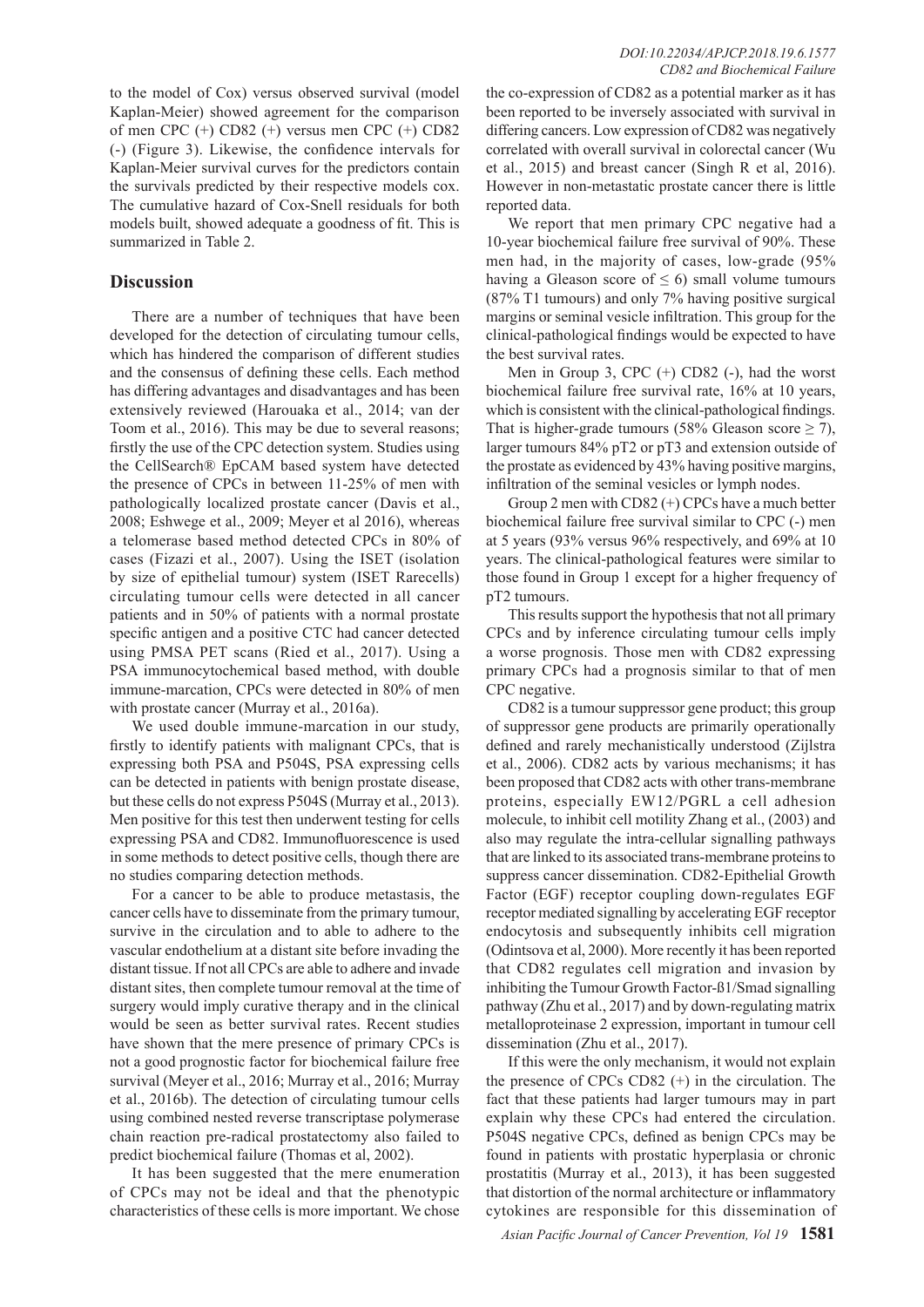to the model of Cox) versus observed survival (model Kaplan-Meier) showed agreement for the comparison of men CPC (+) CD82 (+) versus men CPC (+) CD82 (-) (Figure 3). Likewise, the confidence intervals for Kaplan-Meier survival curves for the predictors contain the survivals predicted by their respective models cox. The cumulative hazard of Cox-Snell residuals for both models built, showed adequate a goodness of fit. This is summarized in Table 2.

## Discussion

There are a number of techniques that have been developed for the detection of circulating tumour cells, which has hindered the comparison of different studies and the consensus of defining these cells. Each method has differing advantages and disadvantages and has been extensively reviewed (Harouaka et al., 2014; van der Toom et al., 2016). This may be due to several reasons; firstly the use of the CPC detection system. Studies using the CellSearch® EpCAM based system have detected the presence of CPCs in between 11-25% of men with pathologically localized prostate cancer (Davis et al., 2008; Eshwege et al., 2009; Meyer et al 2016), whereas a telomerase based method detected CPCs in 80% of cases (Fizazi et al., 2007). Using the ISET (isolation by size of epithelial tumour) system (ISET Rarecells) circulating tumour cells were detected in all cancer patients and in 50% of patients with a normal prostate specific antigen and a positive CTC had cancer detected using PMSA PET scans (Ried et al., 2017). Using a PSA immunocytochemical based method, with double immune-marcation, CPCs were detected in 80% of men with prostate cancer (Murray et al., 2016a).

We used double immune-marcation in our study, firstly to identify patients with malignant CPCs, that is expressing both PSA and P504S, PSA expressing cells can be detected in patients with benign prostate disease, but these cells do not express P504S (Murray et al., 2013). Men positive for this test then underwent testing for cells expressing PSA and CD82. Immunofluorescence is used in some methods to detect positive cells, though there are no studies comparing detection methods.

For a cancer to be able to produce metastasis, the cancer cells have to disseminate from the primary tumour, survive in the circulation and to able to adhere to the vascular endothelium at a distant site before invading the distant tissue. If not all CPCs are able to adhere and invade distant sites, then complete tumour removal at the time of surgery would imply curative therapy and in the clinical would be seen as better survival rates. Recent studies have shown that the mere presence of primary CPCs is not a good prognostic factor for biochemical failure free survival (Meyer et al., 2016; Murray et al., 2016; Murray et al., 2016b). The detection of circulating tumour cells using combined nested reverse transcriptase polymerase chain reaction pre-radical prostatectomy also failed to predict biochemical failure (Thomas et al, 2002).

It has been suggested that the mere enumeration of CPCs may not be ideal and that the phenotypic characteristics of these cells is more important. We chose the co-expression of CD82 as a potential marker as it has been reported to be inversely associated with survival in differing cancers. Low expression of CD82 was negatively correlated with overall survival in colorectal cancer (Wu et al., 2015) and breast cancer (Singh R et al, 2016). However in non-metastatic prostate cancer there is little reported data.

We report that men primary CPC negative had a 10-year biochemical failure free survival of 90%. These men had, in the majority of cases, low-grade (95% having a Gleason score of $\leq 6$) small volume tumours (87% T1 tumours) and only 7% having positive surgical margins or seminal vesicle infiltration. This group for the clinical-pathological findings would be expected to have the best survival rates.

Men in Group 3, CPC (+) CD82 (-), had the worst biochemical failure free survival rate, 16% at 10 years, which is consistent with the clinical-pathological findings. That is higher-grade tumours (58% Gleason score $\geq 7$), larger tumours 84% pT2 or pT3 and extension outside of the prostate as evidenced by 43% having positive margins, infiltration of the seminal vesicles or lymph nodes.

Group 2 men with CD82 (+) CPCs have a much better biochemical failure free survival similar to CPC (-) men at 5 years (93% versus 96% respectively, and 69% at 10 years. The clinical-pathological features were similar to those found in Group 1 except for a higher frequency of pT2 tumours.

This results support the hypothesis that not all primary CPCs and by inference circulating tumour cells imply a worse prognosis. Those men with CD82 expressing primary CPCs had a prognosis similar to that of men CPC negative.

CD82 is a tumour suppressor gene product; this group of suppressor gene products are primarily operationally defined and rarely mechanistically understood (Zijlstra et al., 2006). CD82 acts by various mechanisms; it has been proposed that CD82 acts with other trans-membrane proteins, especially EW12/PGRL a cell adhesion molecule, to inhibit cell motility Zhang et al., (2003) and also may regulate the intra-cellular signalling pathways that are linked to its associated trans-membrane proteins to suppress cancer dissemination. CD82-Epithelial Growth Factor (EGF) receptor coupling down-regulates EGF receptor mediated signalling by accelerating EGF receptor endocytosis and subsequently inhibits cell migration (Odintsova et al, 2000). More recently it has been reported that CD82 regulates cell migration and invasion by inhibiting the Tumour Growth Factor-ß1/Smad signalling pathway (Zhu et al., 2017) and by down-regulating matrix metalloproteinase 2 expression, important in tumour cell dissemination (Zhu et al., 2017).

If this were the only mechanism, it would not explain the presence of CPCs CD82 (+) in the circulation. The fact that these patients had larger tumours may in part explain why these CPCs had entered the circulation. P504S negative CPCs, defined as benign CPCs may be found in patients with prostatic hyperplasia or chronic prostatitis (Murray et al., 2013), it has been suggested that distortion of the normal architecture or inflammatory cytokines are responsible for this dissemination of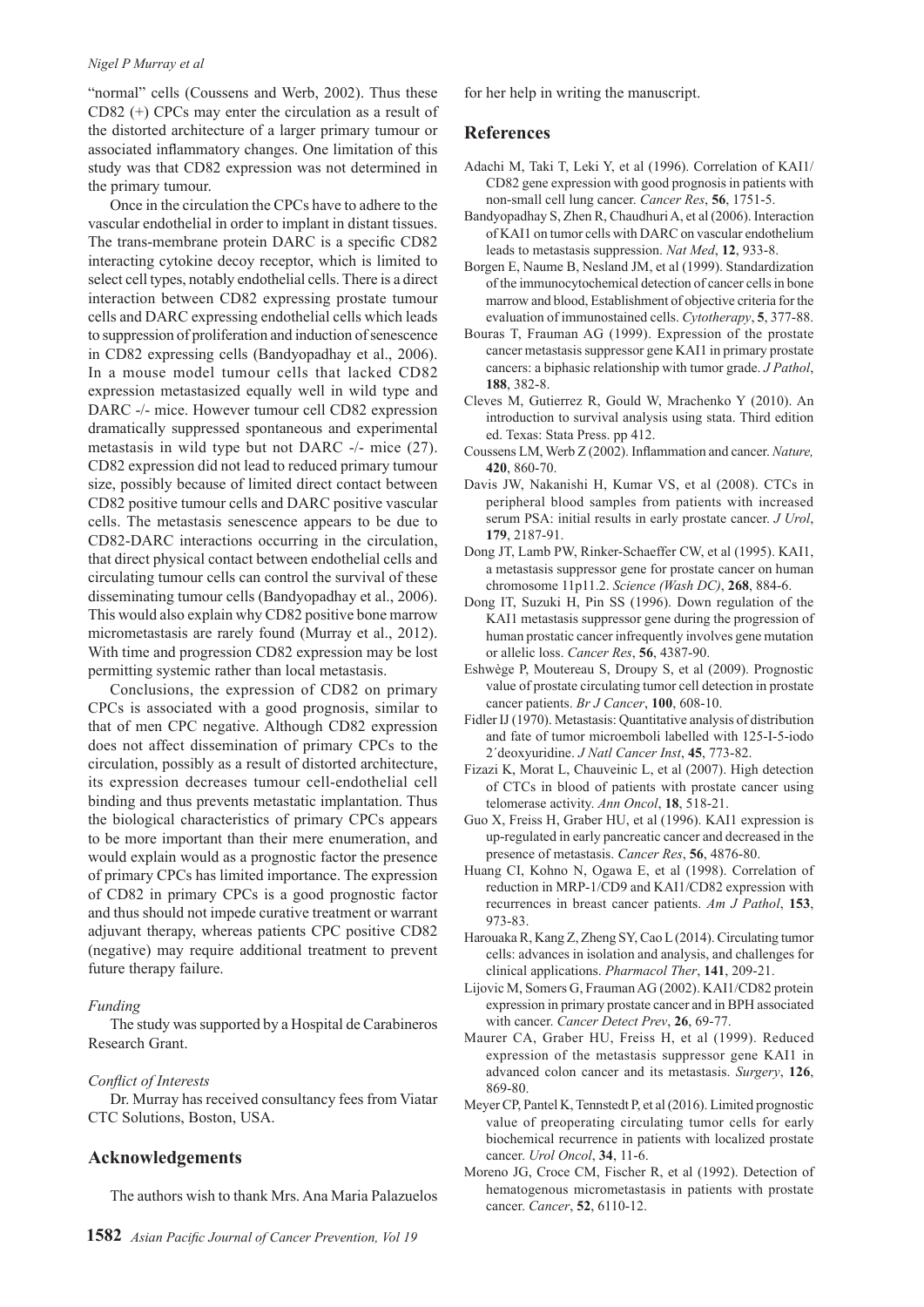"normal" cells (Coussens and Werb, 2002). Thus these CD82 (+) CPCs may enter the circulation as a result of the distorted architecture of a larger primary tumour or associated inflammatory changes. One limitation of this study was that CD82 expression was not determined in the primary tumour.

Once in the circulation the CPCs have to adhere to the vascular endothelial in order to implant in distant tissues. The trans-membrane protein DARC is a specific CD82 interacting cytokine decoy receptor, which is limited to select cell types, notably endothelial cells. There is a direct interaction between CD82 expressing prostate tumour cells and DARC expressing endothelial cells which leads to suppression of proliferation and induction of senescence in CD82 expressing cells (Bandyopadhay et al., 2006). In a mouse model tumour cells that lacked CD82 expression metastasized equally well in wild type and DARC -/- mice. However tumour cell CD82 expression dramatically suppressed spontaneous and experimental metastasis in wild type but not DARC -/- mice (27). CD82 expression did not lead to reduced primary tumour size, possibly because of limited direct contact between CD82 positive tumour cells and DARC positive vascular cells. The metastasis senescence appears to be due to CD82-DARC interactions occurring in the circulation, that direct physical contact between endothelial cells and circulating tumour cells can control the survival of these disseminating tumour cells (Bandyopadhay et al., 2006). This would also explain why CD82 positive bone marrow micrometastasis are rarely found (Murray et al., 2012). With time and progression CD82 expression may be lost permitting systemic rather than local metastasis.

Conclusions, the expression of CD82 on primary CPCs is associated with a good prognosis, similar to that of men CPC negative. Although CD82 expression does not affect dissemination of primary CPCs to the circulation, possibly as a result of distorted architecture, its expression decreases tumour cell-endothelial cell binding and thus prevents metastatic implantation. Thus the biological characteristics of primary CPCs appears to be more important than their mere enumeration, and would explain would as a prognostic factor the presence of primary CPCs has limited importance. The expression of CD82 in primary CPCs is a good prognostic factor and thus should not impede curative treatment or warrant adjuvant therapy, whereas patients CPC positive CD82 (negative) may require additional treatment to prevent future therapy failure.

*Funding*

The study was supported by a Hospital de Carabineros Research Grant.

*Conflict of Interests*

Dr. Murray has received consultancy fees from Viatar CTC Solutions, Boston, USA.

## Acknowledgements

The authors wish to thank Mrs. Ana Maria Palazuelos for her help in writing the manuscript.

## References

Adachi M, Taki T, Leki Y, et al (1996). Correlation of KAI1/CD82 gene expression with good prognosis in patients with non-small cell lung cancer. *Cancer Res*, **56**, 1751-5.

Bandyopadhay S, Zhen R, Chaudhuri A, et al (2006). Interaction of KAI1 on tumor cells with DARC on vascular endothelium leads to metastasis suppression. *Nat Med*, **12**, 933-8.

Borgen E, Naume B, Nesland JM, et al (1999). Standardization of the immunocytochemical detection of cancer cells in bone marrow and blood, Establishment of objective criteria for the evaluation of immunostained cells. *Cytotherapy*, **5**, 377-88.

Bouras T, Frauman AG (1999). Expression of the prostate cancer metastasis suppressor gene KAI1 in primary prostate cancers: a biphasic relationship with tumor grade. *J Pathol*, **188**, 382-8.

Cleves M, Gutierrez R, Gould W, Mrachenko Y (2010). An introduction to survival analysis using stata. Third edition ed. Texas: Stata Press. pp 412.

Coussens LM, Werb Z (2002). Inflammation and cancer. *Nature,* **420**, 860-70.

Davis JW, Nakanishi H, Kumar VS, et al (2008). CTCs in peripheral blood samples from patients with increased serum PSA: initial results in early prostate cancer. *J Urol*, **179**, 2187-91.

Dong JT, Lamb PW, Rinker-Schaeffer CW, et al (1995). KAI1, a metastasis suppressor gene for prostate cancer on human chromosome 11p11.2. *Science (Wash DC)*, **268**, 884-6.

Dong IT, Suzuki H, Pin SS (1996). Down regulation of the KAI1 metastasis suppressor gene during the progression of human prostatic cancer infrequently involves gene mutation or allelic loss. *Cancer Res*, **56**, 4387-90.

Eshwège P, Moutereau S, Droupy S, et al (2009). Prognostic value of prostate circulating tumor cell detection in prostate cancer patients. *Br J Cancer*, **100**, 608-10.

Fidler IJ (1970). Metastasis: Quantitative analysis of distribution and fate of tumor microemboli labelled with 125-I-5-iodo 2´deoxyuridine. *J Natl Cancer Inst*, **45**, 773-82.

Fizazi K, Morat L, Chauveinic L, et al (2007). High detection of CTCs in blood of patients with prostate cancer using telomerase activity. *Ann Oncol*, **18**, 518-21.

Guo X, Freiss H, Graber HU, et al (1996). KAI1 expression is up-regulated in early pancreatic cancer and decreased in the presence of metastasis. *Cancer Res*, **56**, 4876-80.

Huang CI, Kohno N, Ogawa E, et al (1998). Correlation of reduction in MRP-1/CD9 and KAI1/CD82 expression with recurrences in breast cancer patients. *Am J Pathol*, **153**, 973-83.

Harouaka R, Kang Z, Zheng SY, Cao L (2014). Circulating tumor cells: advances in isolation and analysis, and challenges for clinical applications. *Pharmacol Ther*, **141**, 209-21.

Lijovic M, Somers G, Frauman AG (2002). KAI1/CD82 protein expression in primary prostate cancer and in BPH associated with cancer. *Cancer Detect Prev*, **26**, 69-77.

Maurer CA, Graber HU, Freiss H, et al (1999). Reduced expression of the metastasis suppressor gene KAI1 in advanced colon cancer and its metastasis. *Surgery*, **126**, 869-80.

Meyer CP, Pantel K, Tennstedt P, et al (2016). Limited prognostic value of preoperating circulating tumor cells for early biochemical recurrence in patients with localized prostate cancer. *Urol Oncol*, **34**, 11-6.

Moreno JG, Croce CM, Fischer R, et al (1992). Detection of hematogenous micrometastasis in patients with prostate cancer. *Cancer*, **52**, 6110-12.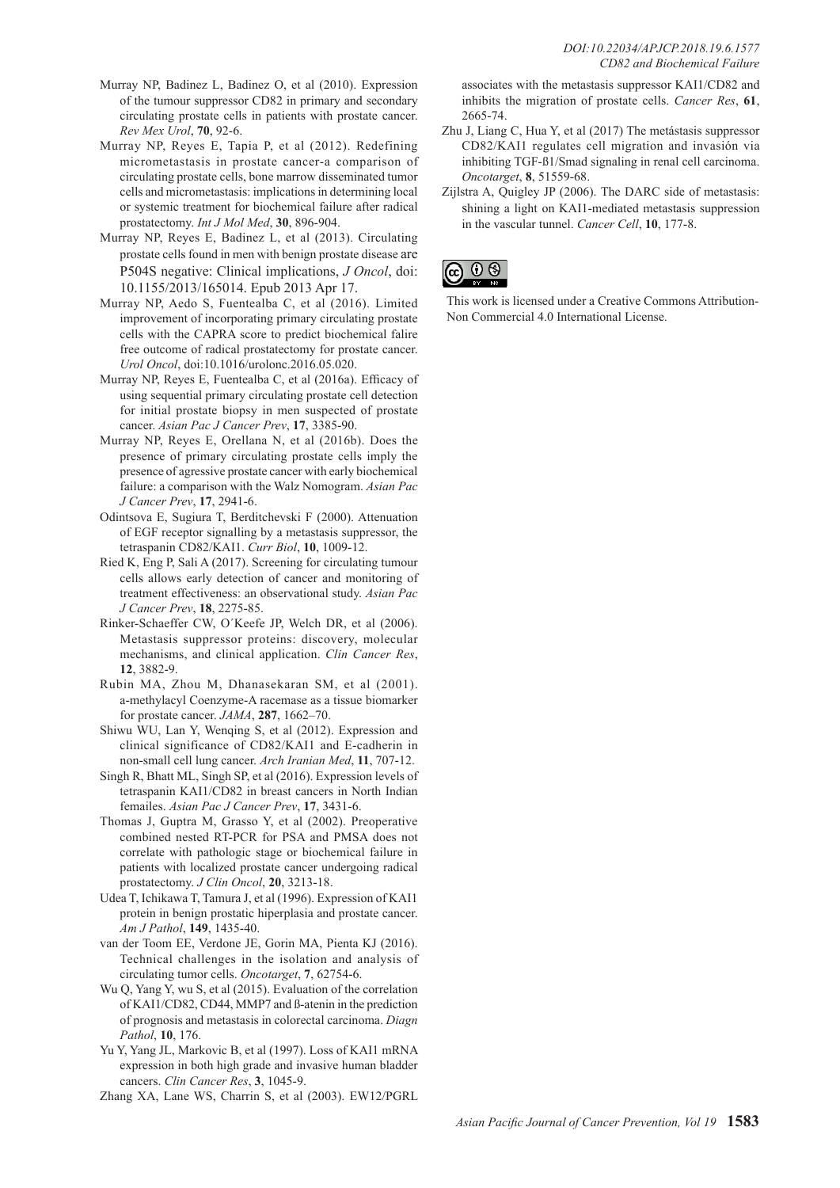Murray NP, Badinez L, Badinez O, et al (2010). Expression of the tumour suppressor CD82 in primary and secondary circulating prostate cells in patients with prostate cancer. *Rev Mex Urol*, **70**, 92-6.

Murray NP, Reyes E, Tapia P, et al (2012). Redefining micrometastasis in prostate cancer-a comparison of circulating prostate cells, bone marrow disseminated tumor cells and micrometastasis: implications in determining local or systemic treatment for biochemical failure after radical prostatectomy. *Int J Mol Med*, **30**, 896-904.

Murray NP, Reyes E, Badinez L, et al (2013). Circulating prostate cells found in men with benign prostate disease are P504S negative: Clinical implications, *J Oncol*, doi: 10.1155/2013/165014. Epub 2013 Apr 17.

Murray NP, Aedo S, Fuentealba C, et al (2016). Limited improvement of incorporating primary circulating prostate cells with the CAPRA score to predict biochemical falire free outcome of radical prostatectomy for prostate cancer. *Urol Oncol*, doi:10.1016/urolonc.2016.05.020.

Murray NP, Reyes E, Fuentealba C, et al (2016a). Efficacy of using sequential primary circulating prostate cell detection for initial prostate biopsy in men suspected of prostate cancer. *Asian Pac J Cancer Prev*, **17**, 3385-90.

Murray NP, Reyes E, Orellana N, et al (2016b). Does the presence of primary circulating prostate cells imply the presence of agressive prostate cancer with early biochemical failure: a comparison with the Walz Nomogram. *Asian Pac J Cancer Prev*, **17**, 2941-6.

Odintsova E, Sugiura T, Berditchevski F (2000). Attenuation of EGF receptor signalling by a metastasis suppressor, the tetraspanin CD82/KAI1. *Curr Biol*, **10**, 1009-12.

Ried K, Eng P, Sali A (2017). Screening for circulating tumour cells allows early detection of cancer and monitoring of treatment effectiveness: an observational study. *Asian Pac J Cancer Prev*, **18**, 2275-85.

Rinker-Schaeffer CW, O´Keefe JP, Welch DR, et al (2006). Metastasis suppressor proteins: discovery, molecular mechanisms, and clinical application. *Clin Cancer Res*, **12**, 3882-9.

Rubin MA, Zhou M, Dhanasekaran SM, et al (2001). a-methylacyl Coenzyme-A racemase as a tissue biomarker for prostate cancer. *JAMA*, **287**, 1662–70.

Shiwu WU, Lan Y, Wenqing S, et al (2012). Expression and clinical significance of CD82/KAI1 and E-cadherin in non-small cell lung cancer. *Arch Iranian Med*, **11**, 707-12.

Singh R, Bhatt ML, Singh SP, et al (2016). Expression levels of tetraspanin KAI1/CD82 in breast cancers in North Indian femailes. *Asian Pac J Cancer Prev*, **17**, 3431-6.

Thomas J, Guptra M, Grasso Y, et al (2002). Preoperative combined nested RT-PCR for PSA and PMSA does not correlate with pathologic stage or biochemical failure in patients with localized prostate cancer undergoing radical prostatectomy. *J Clin Oncol*, **20**, 3213-18.

Udea T, Ichikawa T, Tamura J, et al (1996). Expression of KAI1 protein in benign prostatic hiperplasia and prostate cancer. *Am J Pathol*, **149**, 1435-40.

van der Toom EE, Verdone JE, Gorin MA, Pienta KJ (2016). Technical challenges in the isolation and analysis of circulating tumor cells. *Oncotarget*, **7**, 62754-6.

Wu Q, Yang Y, wu S, et al (2015). Evaluation of the correlation of KAI1/CD82, CD44, MMP7 and ß-atenin in the prediction of prognosis and metastasis in colorectal carcinoma. *Diagn Pathol*, **10**, 176.

Yu Y, Yang JL, Markovic B, et al (1997). Loss of KAI1 mRNA expression in both high grade and invasive human bladder cancers. *Clin Cancer Res*, **3**, 1045-9.

Zhang XA, Lane WS, Charrin S, et al (2003). EW12/PGRL associates with the metastasis suppressor KAI1/CD82 and inhibits the migration of prostate cells. *Cancer Res*, **61**, 2665-74.

Zhu J, Liang C, Hua Y, et al (2017) The metástasis suppressor CD82/KAI1 regulates cell migration and invasión via inhibiting TGF-ß1/Smad signaling in renal cell carcinoma. *Oncotarget*, **8**, 51559-68.

Zijlstra A, Quigley JP (2006). The DARC side of metastasis: shining a light on KAI1-mediated metastasis suppression in the vascular tunnel. *Cancer Cell*, **10**, 177-8.

This work is licensed under a Creative Commons Attribution-Non Commercial 4.0 International License.